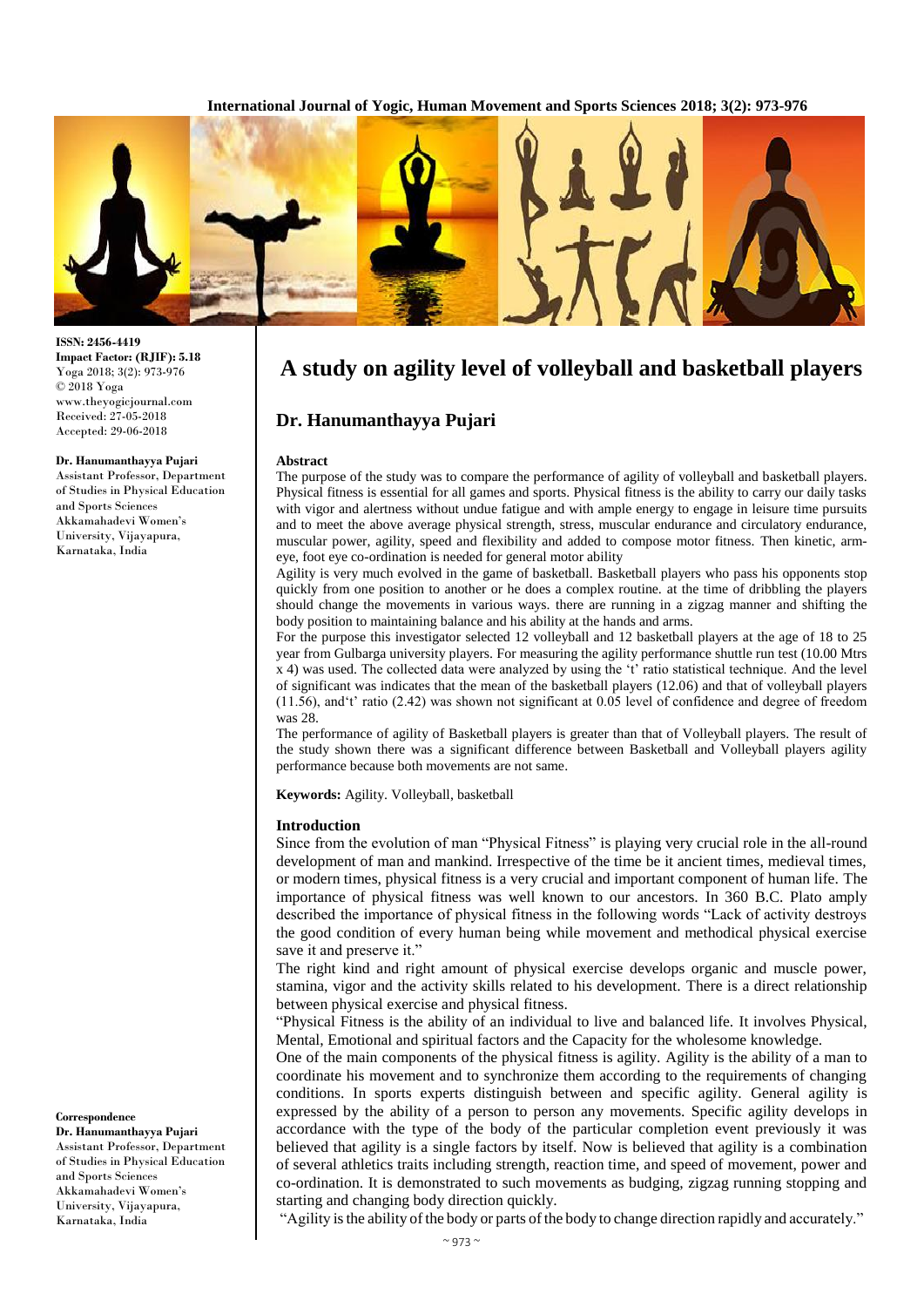ISSN: 2456-4419
**Impact Factor: (RJIF): 5.18**
Yoga 2018; 3(2): 973-976
© 2018 Yoga
www.theyogicjournal.com
Received: 27-05-2018
Accepted: 29-06-2018

**Dr. Hanumanthayya Pujari**
Assistant Professor, Department of Studies in Physical Education and Sports Sciences Akkamahadevi Women's University, Vijayapura, Karnataka, India

# A study on agility level of volleyball and basketball players

## Dr. Hanumanthayya Pujari

### Abstract

The purpose of the study was to compare the performance of agility of volleyball and basketball players. Physical fitness is essential for all games and sports. Physical fitness is the ability to carry our daily tasks with vigor and alertness without undue fatigue and with ample energy to engage in leisure time pursuits and to meet the above average physical strength, stress, muscular endurance and circulatory endurance, muscular power, agility, speed and flexibility and added to compose motor fitness. Then kinetic, arm-eye, foot eye co-ordination is needed for general motor ability

Agility is very much evolved in the game of basketball. Basketball players who pass his opponents stop quickly from one position to another or he does a complex routine. at the time of dribbling the players should change the movements in various ways. there are running in a zigzag manner and shifting the body position to maintaining balance and his ability at the hands and arms.

For the purpose this investigator selected 12 volleyball and 12 basketball players at the age of 18 to 25 year from Gulbarga university players. For measuring the agility performance shuttle run test (10.00 Mtrs x 4) was used. The collected data were analyzed by using the 't' ratio statistical technique. And the level of significant was indicates that the mean of the basketball players (12.06) and that of volleyball players (11.56), and't' ratio (2.42) was shown not significant at 0.05 level of confidence and degree of freedom was 28.

The performance of agility of Basketball players is greater than that of Volleyball players. The result of the study shown there was a significant difference between Basketball and Volleyball players agility performance because both movements are not same.

**Keywords:** Agility. Volleyball, basketball

### Introduction

Since from the evolution of man "Physical Fitness" is playing very crucial role in the all-round development of man and mankind. Irrespective of the time be it ancient times, medieval times, or modern times, physical fitness is a very crucial and important component of human life. The importance of physical fitness was well known to our ancestors. In 360 B.C. Plato amply described the importance of physical fitness in the following words "Lack of activity destroys the good condition of every human being while movement and methodical physical exercise save it and preserve it."

The right kind and right amount of physical exercise develops organic and muscle power, stamina, vigor and the activity skills related to his development. There is a direct relationship between physical exercise and physical fitness.

"Physical Fitness is the ability of an individual to live and balanced life. It involves Physical, Mental, Emotional and spiritual factors and the Capacity for the wholesome knowledge.

One of the main components of the physical fitness is agility. Agility is the ability of a man to coordinate his movement and to synchronize them according to the requirements of changing conditions. In sports experts distinguish between and specific agility. General agility is expressed by the ability of a person to person any movements. Specific agility develops in accordance with the type of the body of the particular completion event previously it was believed that agility is a single factors by itself. Now is believed that agility is a combination of several athletics traits including strength, reaction time, and speed of movement, power and co-ordination. It is demonstrated to such movements as budging, zigzag running stopping and starting and changing body direction quickly.

"Agility is the ability of the body or parts of the body to change direction rapidly and accurately."

**Correspondence**
**Dr. Hanumanthayya Pujari**
Assistant Professor, Department of Studies in Physical Education and Sports Sciences Akkamahadevi Women's University, Vijayapura, Karnataka, India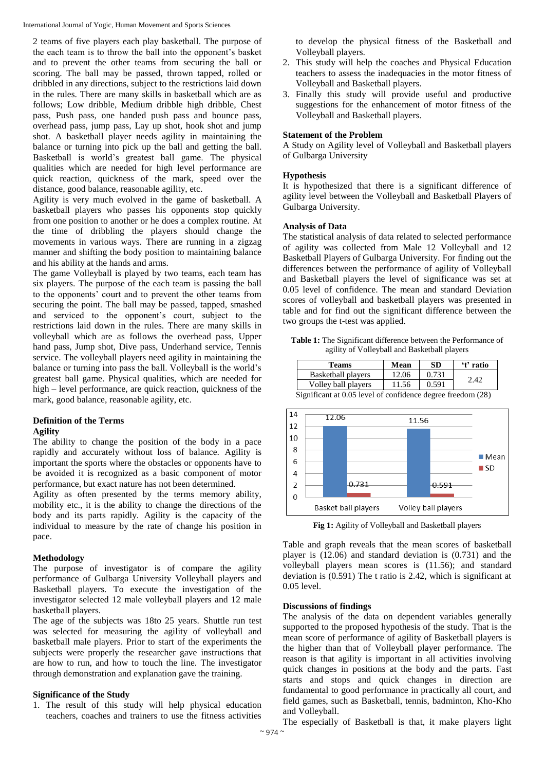2 teams of five players each play basketball. The purpose of the each team is to throw the ball into the opponent's basket and to prevent the other teams from securing the ball or scoring. The ball may be passed, thrown tapped, rolled or dribbled in any directions, subject to the restrictions laid down in the rules. There are many skills in basketball which are as follows; Low dribble, Medium dribble high dribble, Chest pass, Push pass, one handed push pass and bounce pass, overhead pass, jump pass, Lay up shot, hook shot and jump shot. A basketball player needs agility in maintaining the balance or turning into pick up the ball and getting the ball. Basketball is world's greatest ball game. The physical qualities which are needed for high level performance are quick reaction, quickness of the mark, speed over the distance, good balance, reasonable agility, etc.

Agility is very much evolved in the game of basketball. A basketball players who passes his opponents stop quickly from one position to another or he does a complex routine. At the time of dribbling the players should change the movements in various ways. There are running in a zigzag manner and shifting the body position to maintaining balance and his ability at the hands and arms.

The game Volleyball is played by two teams, each team has six players. The purpose of the each team is passing the ball to the opponents' court and to prevent the other teams from securing the point. The ball may be passed, tapped, smashed and serviced to the opponent's court, subject to the restrictions laid down in the rules. There are many skills in volleyball which are as follows the overhead pass, Upper hand pass, Jump shot, Dive pass, Underhand service, Tennis service. The volleyball players need agility in maintaining the balance or turning into pass the ball. Volleyball is the world's greatest ball game. Physical qualities, which are needed for high – level performance, are quick reaction, quickness of the mark, good balance, reasonable agility, etc.

## Definition of the Terms

### Agility

The ability to change the position of the body in a pace rapidly and accurately without loss of balance. Agility is important the sports where the obstacles or opponents have to be avoided it is recognized as a basic component of motor performance, but exact nature has not been determined.

Agility as often presented by the terms memory ability, mobility etc., it is the ability to change the directions of the body and its parts rapidly. Agility is the capacity of the individual to measure by the rate of change his position in pace.

## Methodology

The purpose of investigator is of compare the agility performance of Gulbarga University Volleyball players and Basketball players. To execute the investigation of the investigator selected 12 male volleyball players and 12 male basketball players.

The age of the subjects was 18to 25 years. Shuttle run test was selected for measuring the agility of volleyball and basketball male players. Prior to start of the experiments the subjects were properly the researcher gave instructions that are how to run, and how to touch the line. The investigator through demonstration and explanation gave the training.

## Significance of the Study

1. The result of this study will help physical education teachers, coaches and trainers to use the fitness activities to develop the physical fitness of the Basketball and Volleyball players.
2. This study will help the coaches and Physical Education teachers to assess the inadequacies in the motor fitness of Volleyball and Basketball players.
3. Finally this study will provide useful and productive suggestions for the enhancement of motor fitness of the Volleyball and Basketball players.

## Statement of the Problem

A Study on Agility level of Volleyball and Basketball players of Gulbarga University

## Hypothesis

It is hypothesized that there is a significant difference of agility level between the Volleyball and Basketball Players of Gulbarga University.

## Analysis of Data

The statistical analysis of data related to selected performance of agility was collected from Male 12 Volleyball and 12 Basketball Players of Gulbarga University. For finding out the differences between the performance of agility of Volleyball and Basketball players the level of significance was set at 0.05 level of confidence. The mean and standard Deviation scores of volleyball and basketball players was presented in table and for find out the significant difference between the two groups the t-test was applied.

**Table 1:** The Significant difference between the Performance of agility of Volleyball and Basketball players

| Teams | Mean | SD | 't' ratio |
|---|---|---|---|
| Basketball players | 12.06 | 0.731 | 2.42 |
| Volley ball players | 11.56 | 0.591 | |

Significant at 0.05 level of confidence degree freedom (28)

**Fig 1:** Agility of Volleyball and Basketball players

Table and graph reveals that the mean scores of basketball player is (12.06) and standard deviation is (0.731) and the volleyball players mean scores is (11.56); and standard deviation is (0.591) The t ratio is 2.42, which is significant at 0.05 level.

## Discussions of findings

The analysis of the data on dependent variables generally supported to the proposed hypothesis of the study. That is the mean score of performance of agility of Basketball players is the higher than that of Volleyball player performance. The reason is that agility is important in all activities involving quick changes in positions at the body and the parts. Fast starts and stops and quick changes in direction are fundamental to good performance in practically all court, and field games, such as Basketball, tennis, badminton, Kho-Kho and Volleyball.

The especially of Basketball is that, it make players light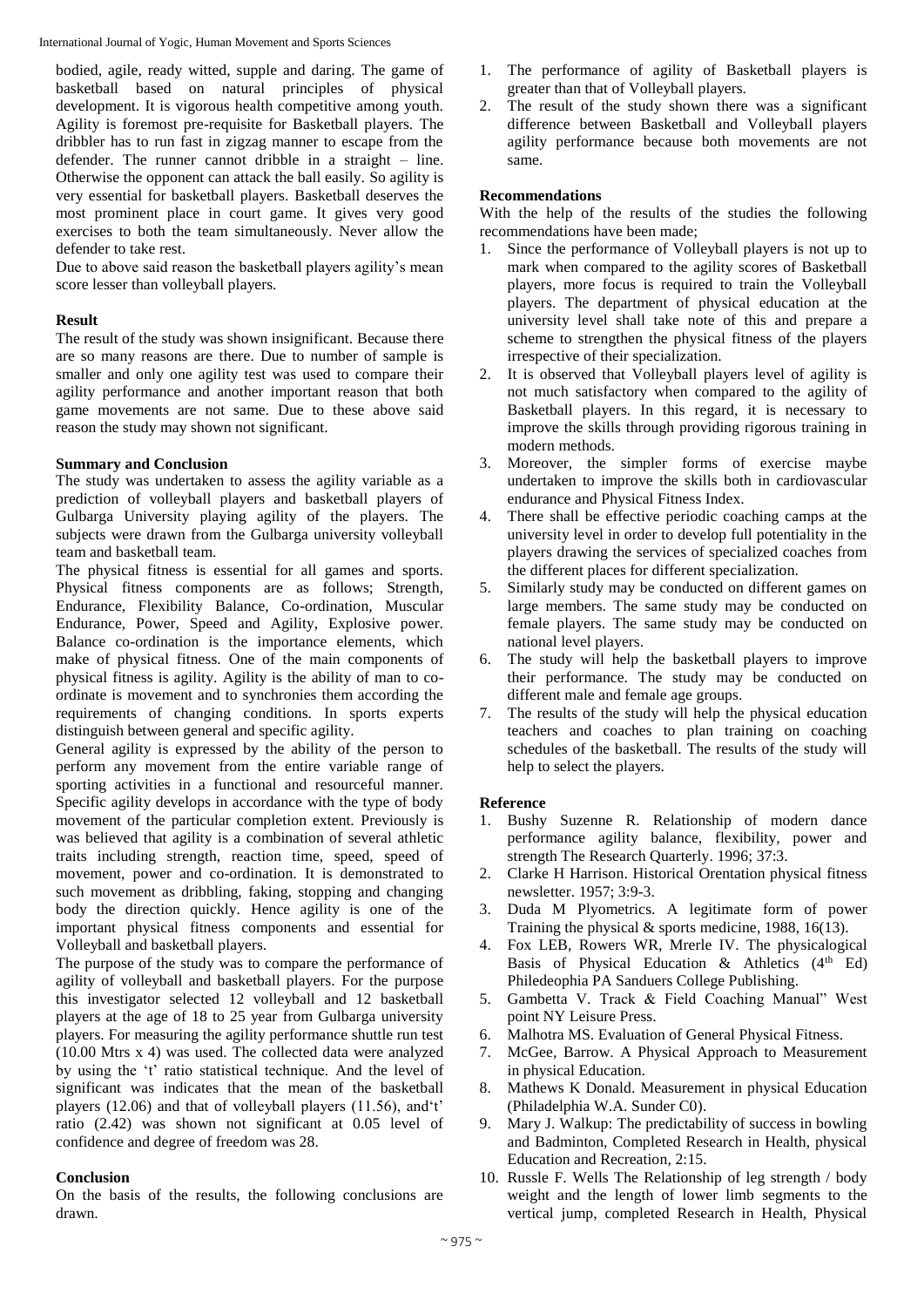bodied, agile, ready witted, supple and daring. The game of basketball based on natural principles of physical development. It is vigorous health competitive among youth. Agility is foremost pre-requisite for Basketball players. The dribbler has to run fast in zigzag manner to escape from the defender. The runner cannot dribble in a straight – line. Otherwise the opponent can attack the ball easily. So agility is very essential for basketball players. Basketball deserves the most prominent place in court game. It gives very good exercises to both the team simultaneously. Never allow the defender to take rest.

Due to above said reason the basketball players agility's mean score lesser than volleyball players.

### Result

The result of the study was shown insignificant. Because there are so many reasons are there. Due to number of sample is smaller and only one agility test was used to compare their agility performance and another important reason that both game movements are not same. Due to these above said reason the study may shown not significant.

### Summary and Conclusion

The study was undertaken to assess the agility variable as a prediction of volleyball players and basketball players of Gulbarga University playing agility of the players. The subjects were drawn from the Gulbarga university volleyball team and basketball team.

The physical fitness is essential for all games and sports. Physical fitness components are as follows; Strength, Endurance, Flexibility Balance, Co-ordination, Muscular Endurance, Power, Speed and Agility, Explosive power. Balance co-ordination is the importance elements, which make of physical fitness. One of the main components of physical fitness is agility. Agility is the ability of man to co-ordinate is movement and to synchronies them according the requirements of changing conditions. In sports experts distinguish between general and specific agility.

General agility is expressed by the ability of the person to perform any movement from the entire variable range of sporting activities in a functional and resourceful manner. Specific agility develops in accordance with the type of body movement of the particular completion extent. Previously is was believed that agility is a combination of several athletic traits including strength, reaction time, speed, speed of movement, power and co-ordination. It is demonstrated to such movement as dribbling, faking, stopping and changing body the direction quickly. Hence agility is one of the important physical fitness components and essential for Volleyball and basketball players.

The purpose of the study was to compare the performance of agility of volleyball and basketball players. For the purpose this investigator selected 12 volleyball and 12 basketball players at the age of 18 to 25 year from Gulbarga university players. For measuring the agility performance shuttle run test (10.00 Mtrs x 4) was used. The collected data were analyzed by using the 't' ratio statistical technique. And the level of significant was indicates that the mean of the basketball players (12.06) and that of volleyball players (11.56), and't' ratio (2.42) was shown not significant at 0.05 level of confidence and degree of freedom was 28.

### Conclusion

On the basis of the results, the following conclusions are drawn.

1. The performance of agility of Basketball players is greater than that of Volleyball players.
2. The result of the study shown there was a significant difference between Basketball and Volleyball players agility performance because both movements are not same.

### Recommendations

With the help of the results of the studies the following recommendations have been made;

1. Since the performance of Volleyball players is not up to mark when compared to the agility scores of Basketball players, more focus is required to train the Volleyball players. The department of physical education at the university level shall take note of this and prepare a scheme to strengthen the physical fitness of the players irrespective of their specialization.
2. It is observed that Volleyball players level of agility is not much satisfactory when compared to the agility of Basketball players. In this regard, it is necessary to improve the skills through providing rigorous training in modern methods.
3. Moreover, the simpler forms of exercise maybe undertaken to improve the skills both in cardiovascular endurance and Physical Fitness Index.
4. There shall be effective periodic coaching camps at the university level in order to develop full potentiality in the players drawing the services of specialized coaches from the different places for different specialization.
5. Similarly study may be conducted on different games on large members. The same study may be conducted on female players. The same study may be conducted on national level players.
6. The study will help the basketball players to improve their performance. The study may be conducted on different male and female age groups.
7. The results of the study will help the physical education teachers and coaches to plan training on coaching schedules of the basketball. The results of the study will help to select the players.

### Reference

1. Bushy Suzenne R. Relationship of modern dance performance agility balance, flexibility, power and strength The Research Quarterly. 1996; 37:3.
2. Clarke H Harrison. Historical Orentation physical fitness newsletter. 1957; 3:9-3.
3. Duda M Plyometrics. A legitimate form of power Training the physical & sports medicine, 1988, 16(13).
4. Fox LEB, Rowers WR, Mrerle IV. The physicalogical Basis of Physical Education & Athletics (4th Ed) Philedeophia PA Sanduers College Publishing.
5. Gambetta V. Track & Field Coaching Manual" West point NY Leisure Press.
6. Malhotra MS. Evaluation of General Physical Fitness.
7. McGee, Barrow. A Physical Approach to Measurement in physical Education.
8. Mathews K Donald. Measurement in physical Education (Philadelphia W.A. Sunder C0).
9. Mary J. Walkup: The predictability of success in bowling and Badminton, Completed Research in Health, physical Education and Recreation, 2:15.
10. Russle F. Wells The Relationship of leg strength / body weight and the length of lower limb segments to the vertical jump, completed Research in Health, Physical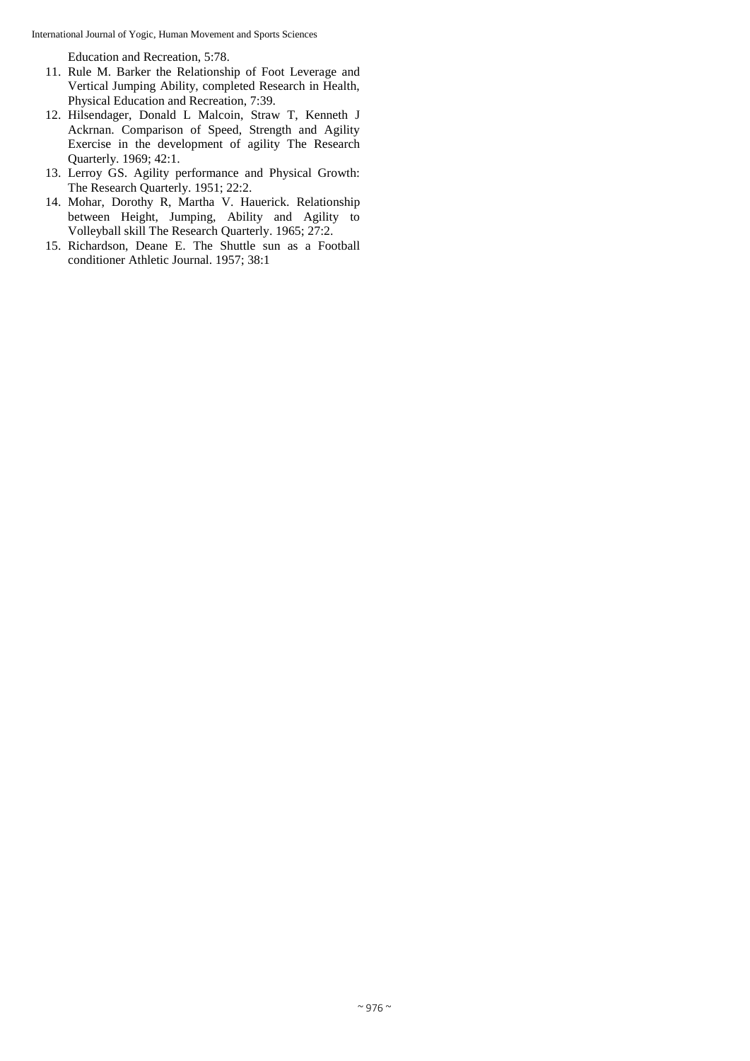Education and Recreation, 5:78.

11. Rule M. Barker the Relationship of Foot Leverage and Vertical Jumping Ability, completed Research in Health, Physical Education and Recreation, 7:39.
12. Hilsendager, Donald L Malcoin, Straw T, Kenneth J Ackrnan. Comparison of Speed, Strength and Agility Exercise in the development of agility The Research Quarterly. 1969; 42:1.
13. Lerroy GS. Agility performance and Physical Growth: The Research Quarterly. 1951; 22:2.
14. Mohar, Dorothy R, Martha V. Hauerick. Relationship between Height, Jumping, Ability and Agility to Volleyball skill The Research Quarterly. 1965; 27:2.
15. Richardson, Deane E. The Shuttle sun as a Football conditioner Athletic Journal. 1957; 38:1